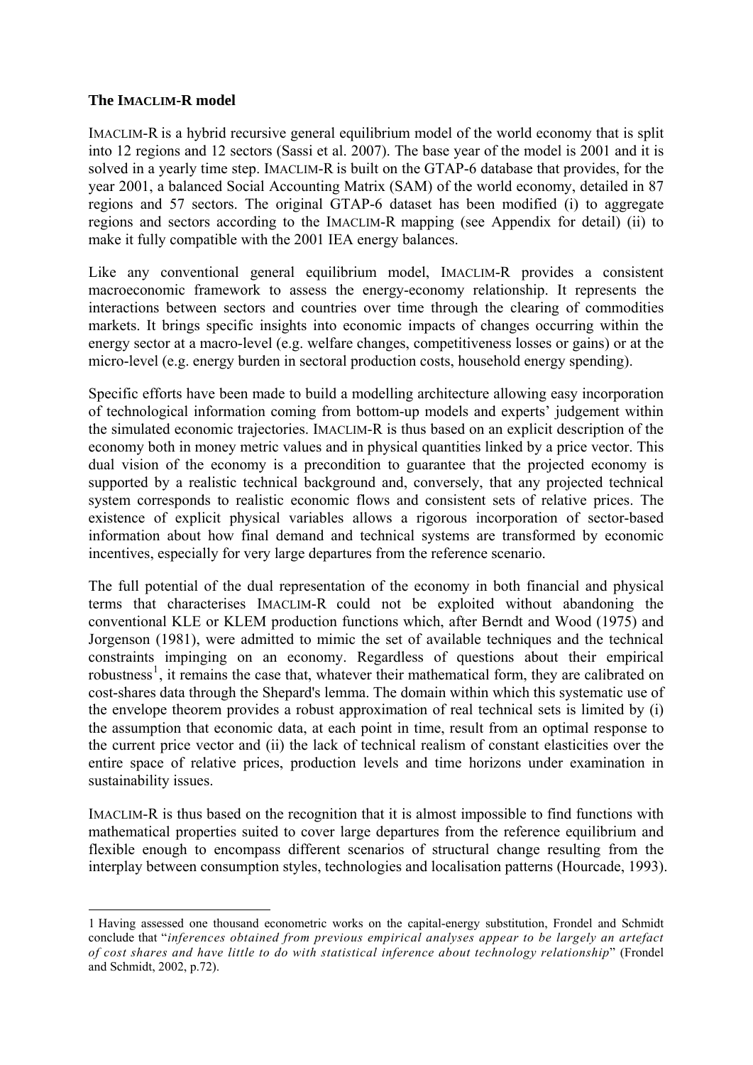### The IMACLIM-R model

IMACLIM-R is a hybrid recursive general equilibrium model of the world economy that is split into 12 regions and 12 sectors (Sassi et al. 2007). The base year of the model is 2001 and it is solved in a yearly time step. IMACLIM-R is built on the GTAP-6 database that provides, for the year 2001, a balanced Social Accounting Matrix (SAM) of the world economy, detailed in 87 regions and 57 sectors. The original GTAP-6 dataset has been modified (i) to aggregate regions and sectors according to the IMACLIM-R mapping (see Appendix for detail) (ii) to make it fully compatible with the 2001 IEA energy balances.

Like any conventional general equilibrium model, IMACLIM-R provides a consistent macroeconomic framework to assess the energy-economy relationship. It represents the interactions between sectors and countries over time through the clearing of commodities markets. It brings specific insights into economic impacts of changes occurring within the energy sector at a macro-level (e.g. welfare changes, competitiveness losses or gains) or at the micro-level (e.g. energy burden in sectoral production costs, household energy spending).

Specific efforts have been made to build a modelling architecture allowing easy incorporation of technological information coming from bottom-up models and experts' judgement within the simulated economic trajectories. IMACLIM-R is thus based on an explicit description of the economy both in money metric values and in physical quantities linked by a price vector. This dual vision of the economy is a precondition to guarantee that the projected economy is supported by a realistic technical background and, conversely, that any projected technical system corresponds to realistic economic flows and consistent sets of relative prices. The existence of explicit physical variables allows a rigorous incorporation of sector-based information about how final demand and technical systems are transformed by economic incentives, especially for very large departures from the reference scenario.

The full potential of the dual representation of the economy in both financial and physical terms that characterises IMACLIM-R could not be exploited without abandoning the conventional KLE or KLEM production functions which, after Berndt and Wood (1975) and Jorgenson (1981), were admitted to mimic the set of available techniques and the technical constraints impinging on an economy. Regardless of questions about their empirical robustness[1], it remains the case that, whatever their mathematical form, they are calibrated on cost-shares data through the Shepard's lemma. The domain within which this systematic use of the envelope theorem provides a robust approximation of real technical sets is limited by (i) the assumption that economic data, at each point in time, result from an optimal response to the current price vector and (ii) the lack of technical realism of constant elasticities over the entire space of relative prices, production levels and time horizons under examination in sustainability issues.

IMACLIM-R is thus based on the recognition that it is almost impossible to find functions with mathematical properties suited to cover large departures from the reference equilibrium and flexible enough to encompass different scenarios of structural change resulting from the interplay between consumption styles, technologies and localisation patterns (Hourcade, 1993).

---

1 Having assessed one thousand econometric works on the capital-energy substitution, Frondel and Schmidt conclude that "*inferences obtained from previous empirical analyses appear to be largely an artefact of cost shares and have little to do with statistical inference about technology relationship*" (Frondel and Schmidt, 2002, p.72).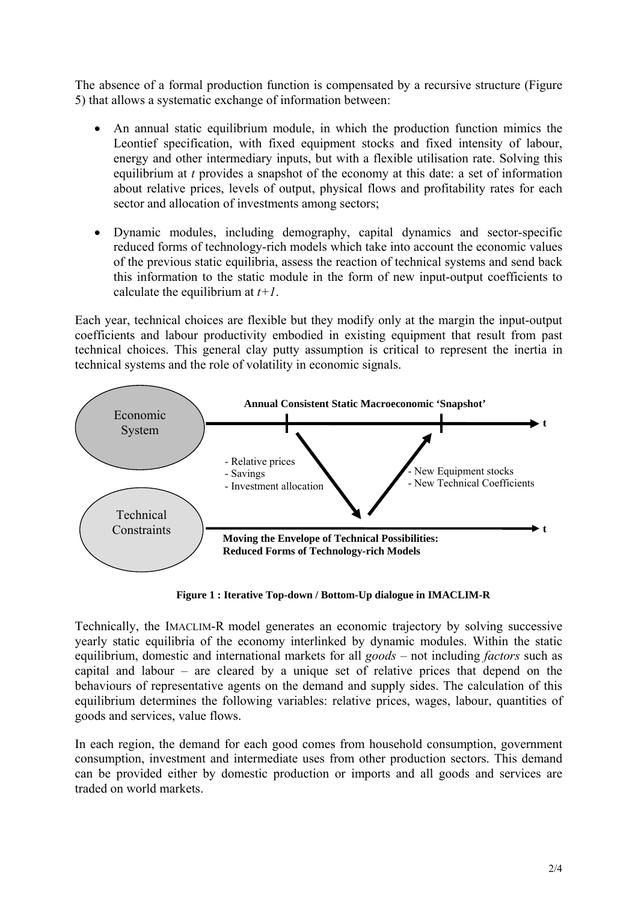The absence of a formal production function is compensated by a recursive structure (Figure 5) that allows a systematic exchange of information between:

- An annual static equilibrium module, in which the production function mimics the Leontief specification, with fixed equipment stocks and fixed intensity of labour, energy and other intermediary inputs, but with a flexible utilisation rate. Solving this equilibrium at *t* provides a snapshot of the economy at this date: a set of information about relative prices, levels of output, physical flows and profitability rates for each sector and allocation of investments among sectors;

- Dynamic modules, including demography, capital dynamics and sector-specific reduced forms of technology-rich models which take into account the economic values of the previous static equilibria, assess the reaction of technical systems and send back this information to the static module in the form of new input-output coefficients to calculate the equilibrium at *t+1*.

Each year, technical choices are flexible but they modify only at the margin the input-output coefficients and labour productivity embodied in existing equipment that result from past technical choices. This general clay putty assumption is critical to represent the inertia in technical systems and the role of volatility in economic signals.

Economic System

**Annual Consistent Static Macroeconomic 'Snapshot'**

- Relative prices
- Savings
- Investment allocation

- New Equipment stocks
- New Technical Coefficients

Technical Constraints

**Moving the Envelope of Technical Possibilities: Reduced Forms of Technology-rich Models**

**Figure 1 : Iterative Top-down / Bottom-Up dialogue in IMACLIM-R**

Technically, the IMACLIM-R model generates an economic trajectory by solving successive yearly static equilibria of the economy interlinked by dynamic modules. Within the static equilibrium, domestic and international markets for all *goods* – not including *factors* such as capital and labour – are cleared by a unique set of relative prices that depend on the behaviours of representative agents on the demand and supply sides. The calculation of this equilibrium determines the following variables: relative prices, wages, labour, quantities of goods and services, value flows.

In each region, the demand for each good comes from household consumption, government consumption, investment and intermediate uses from other production sectors. This demand can be provided either by domestic production or imports and all goods and services are traded on world markets.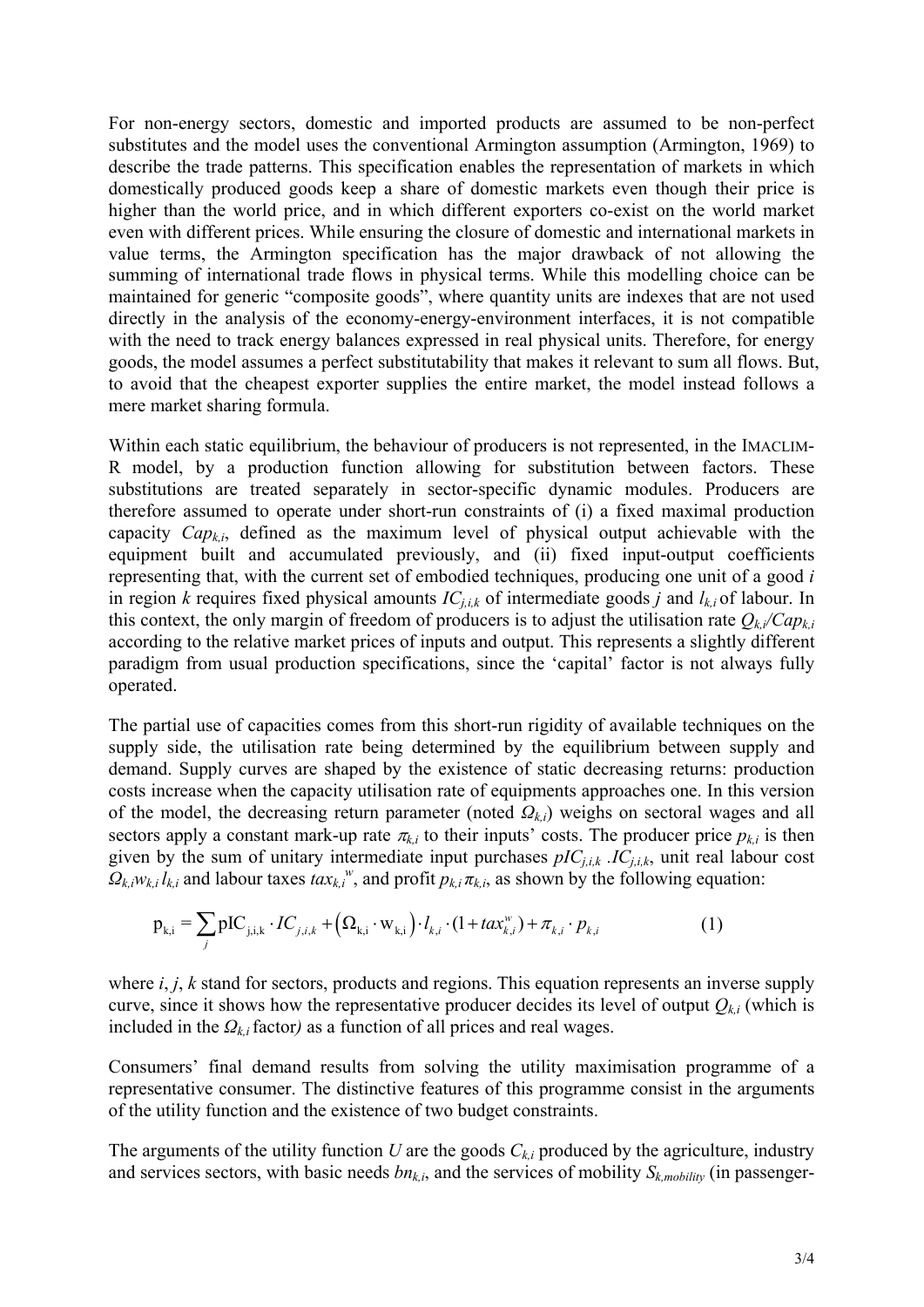For non-energy sectors, domestic and imported products are assumed to be non-perfect substitutes and the model uses the conventional Armington assumption (Armington, 1969) to describe the trade patterns. This specification enables the representation of markets in which domestically produced goods keep a share of domestic markets even though their price is higher than the world price, and in which different exporters co-exist on the world market even with different prices. While ensuring the closure of domestic and international markets in value terms, the Armington specification has the major drawback of not allowing the summing of international trade flows in physical terms. While this modelling choice can be maintained for generic "composite goods", where quantity units are indexes that are not used directly in the analysis of the economy-energy-environment interfaces, it is not compatible with the need to track energy balances expressed in real physical units. Therefore, for energy goods, the model assumes a perfect substitutability that makes it relevant to sum all flows. But, to avoid that the cheapest exporter supplies the entire market, the model instead follows a mere market sharing formula.

Within each static equilibrium, the behaviour of producers is not represented, in the IMACLIM-R model, by a production function allowing for substitution between factors. These substitutions are treated separately in sector-specific dynamic modules. Producers are therefore assumed to operate under short-run constraints of (i) a fixed maximal production capacity $Cap_{k,i}$, defined as the maximum level of physical output achievable with the equipment built and accumulated previously, and (ii) fixed input-output coefficients representing that, with the current set of embodied techniques, producing one unit of a good $i$ in region $k$ requires fixed physical amounts $IC_{j,i,k}$ of intermediate goods $j$ and $l_{k,i}$ of labour. In this context, the only margin of freedom of producers is to adjust the utilisation rate $Q_{k,i}/Cap_{k,i}$ according to the relative market prices of inputs and output. This represents a slightly different paradigm from usual production specifications, since the 'capital' factor is not always fully operated.

The partial use of capacities comes from this short-run rigidity of available techniques on the supply side, the utilisation rate being determined by the equilibrium between supply and demand. Supply curves are shaped by the existence of static decreasing returns: production costs increase when the capacity utilisation rate of equipments approaches one. In this version of the model, the decreasing return parameter (noted $\Omega_{k,i}$) weighs on sectoral wages and all sectors apply a constant mark-up rate $\pi_{k,i}$ to their inputs' costs. The producer price $p_{k,i}$ is then given by the sum of unitary intermediate input purchases $pIC_{j,i,k} . IC_{j,i,k}$, unit real labour cost $\Omega_{k,i} w_{k,i} l_{k,i}$ and labour taxes $tax_{k,i}^{w}$, and profit $p_{k,i}\pi_{k,i}$, as shown by the following equation:

$$\mathrm{p}_{\mathrm{k,i}} = \sum_{j} \mathrm{pIC}_{\mathrm{j,i,k}} \cdot IC_{j,i,k} + \left(\Omega_{\mathrm{k,i}} \cdot \mathrm{w}_{\mathrm{k,i}}\right) \cdot l_{k,i} \cdot (1 + tax_{k,i}^{w}) + \pi_{k,i} \cdot p_{k,i} \qquad (1)$$

where $i$, $j$, $k$ stand for sectors, products and regions. This equation represents an inverse supply curve, since it shows how the representative producer decides its level of output $Q_{k,i}$ (which is included in the $\Omega_{k,i}$ factor) as a function of all prices and real wages.

Consumers' final demand results from solving the utility maximisation programme of a representative consumer. The distinctive features of this programme consist in the arguments of the utility function and the existence of two budget constraints.

The arguments of the utility function $U$ are the goods $C_{k,i}$ produced by the agriculture, industry and services sectors, with basic needs $bn_{k,i}$, and the services of mobility $S_{k,mobility}$ (in passenger-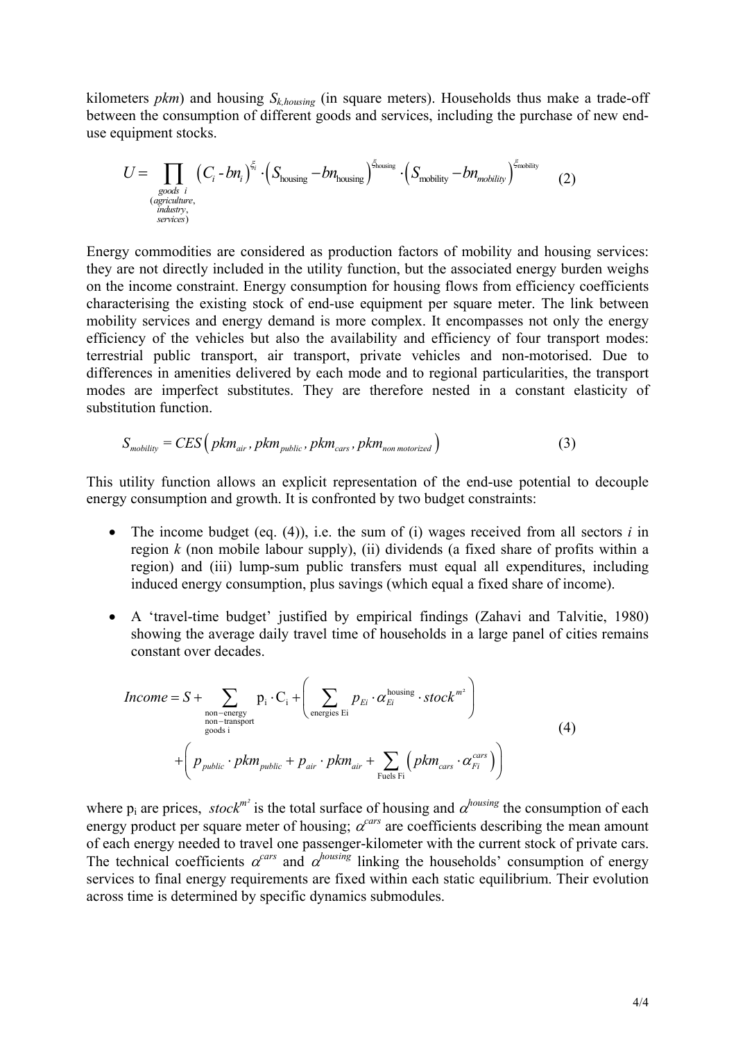kilometers $pkm$) and housing $S_{k,housing}$ (in square meters). Households thus make a trade-off between the consumption of different goods and services, including the purchase of new end-use equipment stocks.

$$U = \prod_{\substack{goods\ i \\ (agriculture, \\ industry, \\ services)}} \left(C_i - bn_i\right)^{\xi_i} \cdot \left(S_{\text{housing}} - bn_{\text{housing}}\right)^{\xi_{\text{housing}}} \cdot \left(S_{\text{mobility}} - bn_{mobility}\right)^{\xi_{\text{mobility}}} \quad (2)$$

Energy commodities are considered as production factors of mobility and housing services: they are not directly included in the utility function, but the associated energy burden weighs on the income constraint. Energy consumption for housing flows from efficiency coefficients characterising the existing stock of end-use equipment per square meter. The link between mobility services and energy demand is more complex. It encompasses not only the energy efficiency of the vehicles but also the availability and efficiency of four transport modes: terrestrial public transport, air transport, private vehicles and non-motorised. Due to differences in amenities delivered by each mode and to regional particularities, the transport modes are imperfect substitutes. They are therefore nested in a constant elasticity of substitution function.

$$S_{mobility} = CES\left(pkm_{air}, pkm_{public}, pkm_{cars}, pkm_{non\ motorized}\right) \quad (3)$$

This utility function allows an explicit representation of the end-use potential to decouple energy consumption and growth. It is confronted by two budget constraints:

- The income budget (eq. (4)), i.e. the sum of (i) wages received from all sectors $i$ in region $k$ (non mobile labour supply), (ii) dividends (a fixed share of profits within a region) and (iii) lump-sum public transfers must equal all expenditures, including induced energy consumption, plus savings (which equal a fixed share of income).
- A 'travel-time budget' justified by empirical findings (Zahavi and Talvitie, 1980) showing the average daily travel time of households in a large panel of cities remains constant over decades.

$$\begin{aligned} Income = S + \sum_{\substack{\text{non-energy} \\ \text{non-transport} \\ \text{goods i}}} \text{p}_\text{i} \cdot \text{C}_\text{i} + \left( \sum_{\text{energies Ei}} p_{Ei} \cdot \alpha_{Ei}^{\text{housing}} \cdot stock^{m^2} \right) \\ + \left( p_{public} \cdot pkm_{public} + p_{air} \cdot pkm_{air} + \sum_{\text{Fuels Fi}} \left( pkm_{cars} \cdot \alpha_{Fi}^{cars} \right) \right) \end{aligned} \quad (4)$$

where $p_i$ are prices, $stock^{m^2}$ is the total surface of housing and $\alpha^{housing}$ the consumption of each energy product per square meter of housing; $\alpha^{cars}$ are coefficients describing the mean amount of each energy needed to travel one passenger-kilometer with the current stock of private cars. The technical coefficients $\alpha^{cars}$ and $\alpha^{housing}$ linking the households' consumption of energy services to final energy requirements are fixed within each static equilibrium. Their evolution across time is determined by specific dynamics submodules.